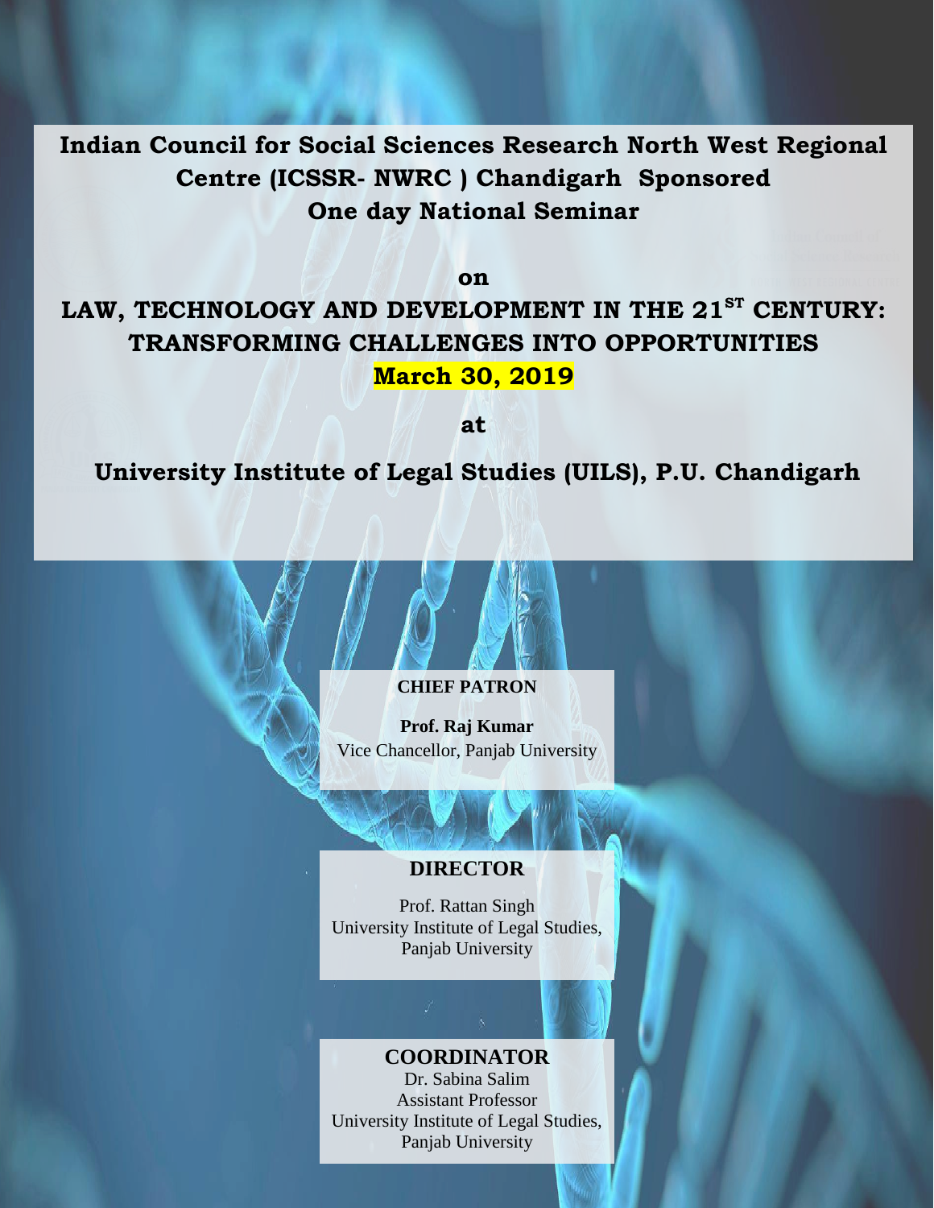**Indian Council for Social Sciences Research North West Regional Centre (ICSSR- NWRC ) Chandigarh Sponsored**
**One day National Seminar**

**on**

# LAW, TECHNOLOGY AND DEVELOPMENT IN THE 21ST CENTURY: TRANSFORMING CHALLENGES INTO OPPORTUNITIES

**March 30, 2019**

**at**

**University Institute of Legal Studies (UILS), P.U. Chandigarh**

**CHIEF PATRON**

**Prof. Raj Kumar**
Vice Chancellor, Panjab University

**DIRECTOR**

Prof. Rattan Singh
University Institute of Legal Studies,
Panjab University

**COORDINATOR**

Dr. Sabina Salim
Assistant Professor
University Institute of Legal Studies,
Panjab University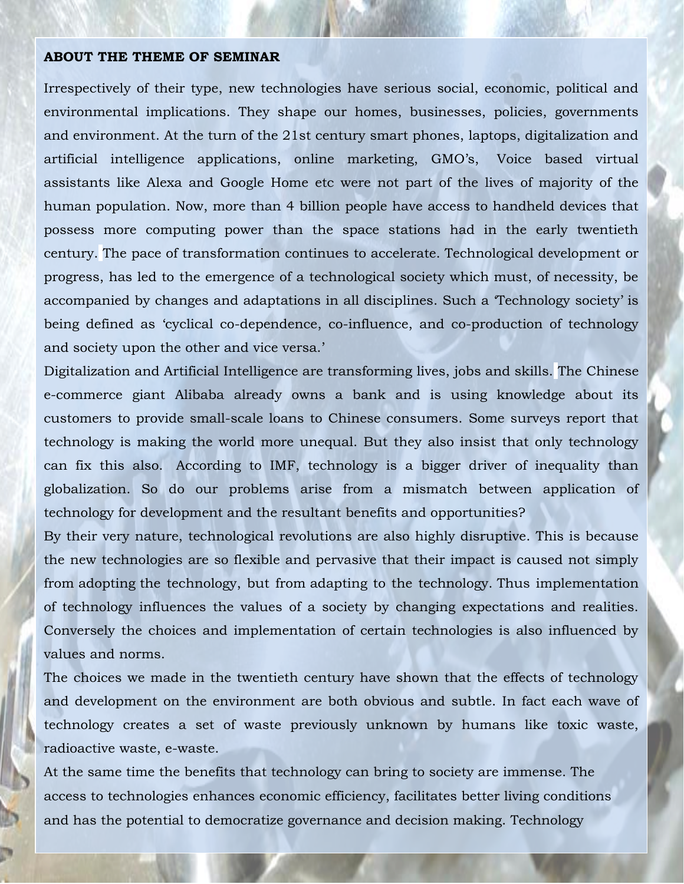**ABOUT THE THEME OF SEMINAR**

Irrespectively of their type, new technologies have serious social, economic, political and environmental implications. They shape our homes, businesses, policies, governments and environment. At the turn of the 21st century smart phones, laptops, digitalization and artificial intelligence applications, online marketing, GMO's, Voice based virtual assistants like Alexa and Google Home etc were not part of the lives of majority of the human population. Now, more than 4 billion people have access to handheld devices that possess more computing power than the space stations had in the early twentieth century. The pace of transformation continues to accelerate. Technological development or progress, has led to the emergence of a technological society which must, of necessity, be accompanied by changes and adaptations in all disciplines. Such a 'Technology society' is being defined as 'cyclical co-dependence, co-influence, and co-production of technology and society upon the other and vice versa.'

Digitalization and Artificial Intelligence are transforming lives, jobs and skills. The Chinese e-commerce giant Alibaba already owns a bank and is using knowledge about its customers to provide small-scale loans to Chinese consumers. Some surveys report that technology is making the world more unequal. But they also insist that only technology can fix this also. According to IMF, technology is a bigger driver of inequality than globalization. So do our problems arise from a mismatch between application of technology for development and the resultant benefits and opportunities?

By their very nature, technological revolutions are also highly disruptive. This is because the new technologies are so flexible and pervasive that their impact is caused not simply from adopting the technology, but from adapting to the technology. Thus implementation of technology influences the values of a society by changing expectations and realities. Conversely the choices and implementation of certain technologies is also influenced by values and norms.

The choices we made in the twentieth century have shown that the effects of technology and development on the environment are both obvious and subtle. In fact each wave of technology creates a set of waste previously unknown by humans like toxic waste, radioactive waste, e-waste.

At the same time the benefits that technology can bring to society are immense. The access to technologies enhances economic efficiency, facilitates better living conditions and has the potential to democratize governance and decision making. Technology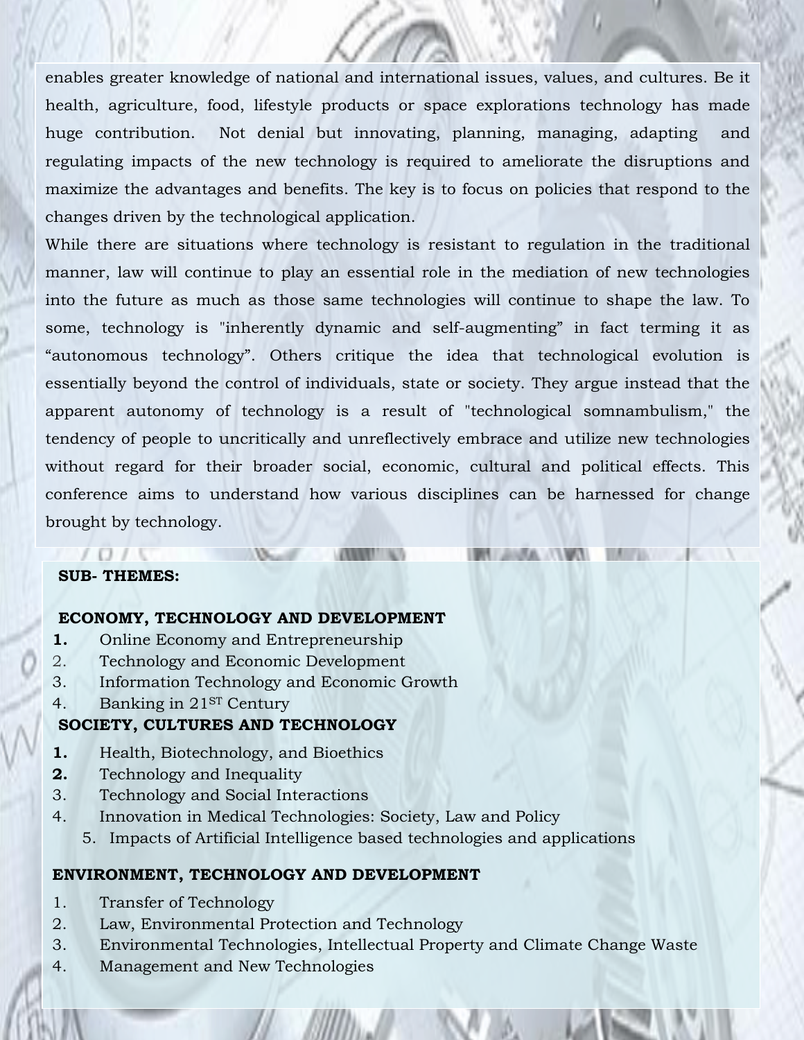enables greater knowledge of national and international issues, values, and cultures. Be it health, agriculture, food, lifestyle products or space explorations technology has made huge contribution. Not denial but innovating, planning, managing, adapting and regulating impacts of the new technology is required to ameliorate the disruptions and maximize the advantages and benefits. The key is to focus on policies that respond to the changes driven by the technological application.

While there are situations where technology is resistant to regulation in the traditional manner, law will continue to play an essential role in the mediation of new technologies into the future as much as those same technologies will continue to shape the law. To some, technology is "inherently dynamic and self-augmenting" in fact terming it as "autonomous technology". Others critique the idea that technological evolution is essentially beyond the control of individuals, state or society. They argue instead that the apparent autonomy of technology is a result of "technological somnambulism," the tendency of people to uncritically and unreflectively embrace and utilize new technologies without regard for their broader social, economic, cultural and political effects. This conference aims to understand how various disciplines can be harnessed for change brought by technology.

**SUB- THEMES:**

**ECONOMY, TECHNOLOGY AND DEVELOPMENT**

1. Online Economy and Entrepreneurship
2. Technology and Economic Development
3. Information Technology and Economic Growth
4. Banking in 21ST Century

**SOCIETY, CULTURES AND TECHNOLOGY**

1. Health, Biotechnology, and Bioethics
2. Technology and Inequality
3. Technology and Social Interactions
4. Innovation in Medical Technologies: Society, Law and Policy
5. Impacts of Artificial Intelligence based technologies and applications

**ENVIRONMENT, TECHNOLOGY AND DEVELOPMENT**

1. Transfer of Technology
2. Law, Environmental Protection and Technology
3. Environmental Technologies, Intellectual Property and Climate Change Waste
4. Management and New Technologies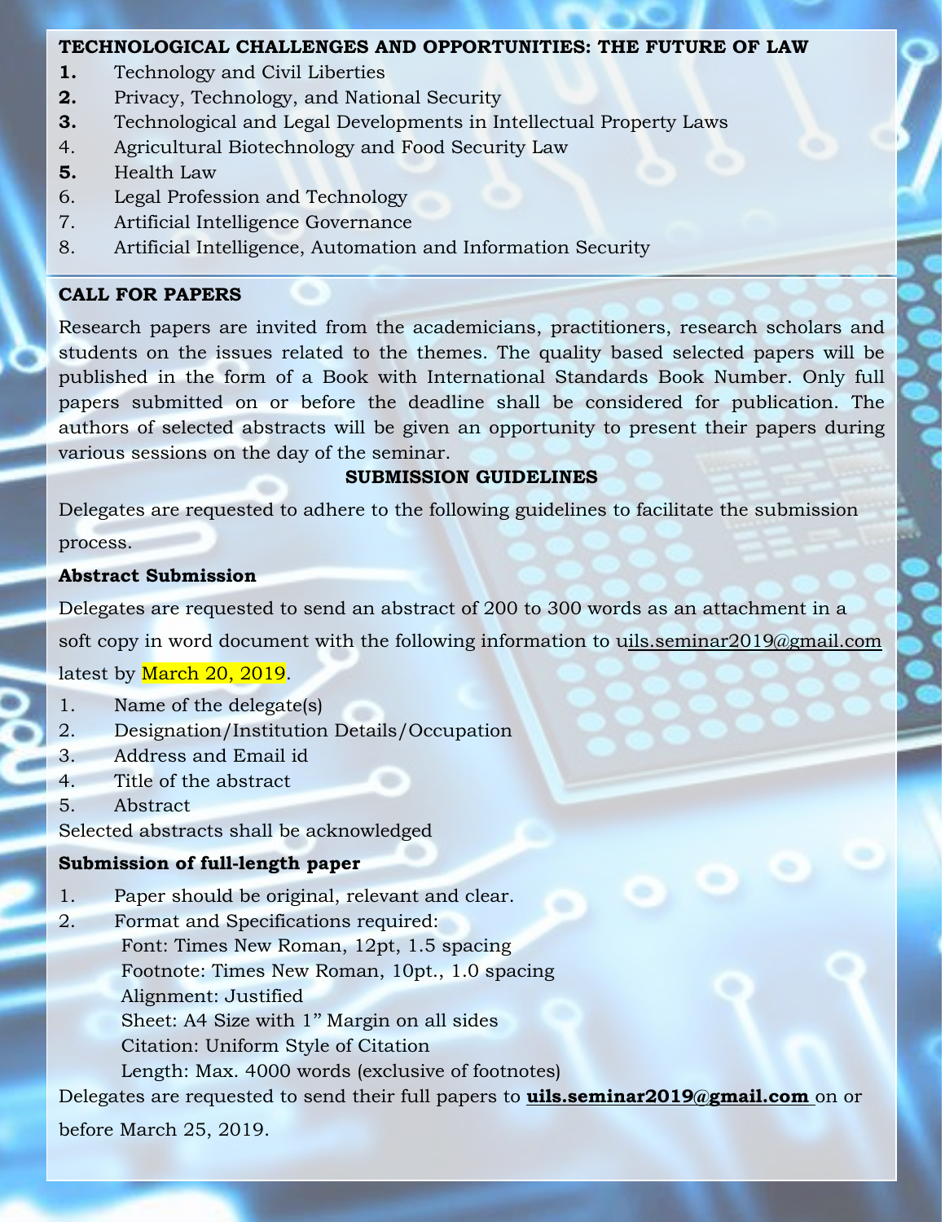## TECHNOLOGICAL CHALLENGES AND OPPORTUNITIES: THE FUTURE OF LAW

1. Technology and Civil Liberties
2. Privacy, Technology, and National Security
3. Technological and Legal Developments in Intellectual Property Laws
4. Agricultural Biotechnology and Food Security Law
5. Health Law
6. Legal Profession and Technology
7. Artificial Intelligence Governance
8. Artificial Intelligence, Automation and Information Security

## CALL FOR PAPERS

Research papers are invited from the academicians, practitioners, research scholars and students on the issues related to the themes. The quality based selected papers will be published in the form of a Book with International Standards Book Number. Only full papers submitted on or before the deadline shall be considered for publication. The authors of selected abstracts will be given an opportunity to present their papers during various sessions on the day of the seminar.

## SUBMISSION GUIDELINES

Delegates are requested to adhere to the following guidelines to facilitate the submission process.

### Abstract Submission

Delegates are requested to send an abstract of 200 to 300 words as an attachment in a soft copy in word document with the following information to uils.seminar2019@gmail.com latest by March 20, 2019.

1. Name of the delegate(s)
2. Designation/Institution Details/Occupation
3. Address and Email id
4. Title of the abstract
5. Abstract

Selected abstracts shall be acknowledged

### Submission of full-length paper

1. Paper should be original, relevant and clear.
2. Format and Specifications required:
   - Font: Times New Roman, 12pt, 1.5 spacing
   - Footnote: Times New Roman, 10pt., 1.0 spacing
   - Alignment: Justified
   - Sheet: A4 Size with 1" Margin on all sides
   - Citation: Uniform Style of Citation
   - Length: Max. 4000 words (exclusive of footnotes)

Delegates are requested to send their full papers to **uils.seminar2019@gmail.com** on or before March 25, 2019.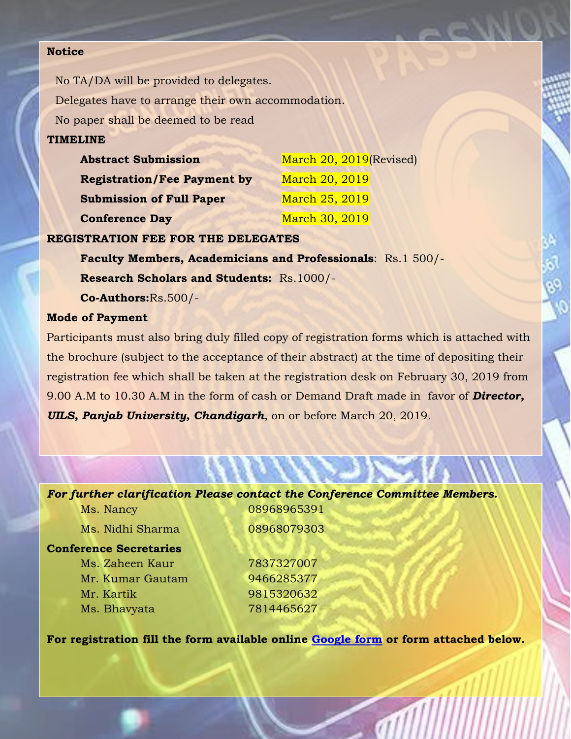**Notice**

No TA/DA will be provided to delegates.

Delegates have to arrange their own accommodation.

No paper shall be deemed to be read

**TIMELINE**

| | |
|---|---|
| **Abstract Submission** | March 20, 2019(Revised) |
| **Registration/Fee Payment by** | March 20, 2019 |
| **Submission of Full Paper** | March 25, 2019 |
| **Conference Day** | March 30, 2019 |

**REGISTRATION FEE FOR THE DELEGATES**

**Faculty Members, Academicians and Professionals**: Rs.1 500/-

**Research Scholars and Students:** Rs.1000/-

**Co-Authors:**Rs.500/-

**Mode of Payment**

Participants must also bring duly filled copy of registration forms which is attached with the brochure (subject to the acceptance of their abstract) at the time of depositing their registration fee which shall be taken at the registration desk on February 30, 2019 from 9.00 A.M to 10.30 A.M in the form of cash or Demand Draft made in favor of ***Director, UILS, Panjab University, Chandigarh***, on or before March 20, 2019.

***For further clarification Please contact the Conference Committee Members.***

| | |
|---|---|
| Ms. Nancy | 08968965391 |
| Ms. Nidhi Sharma | 08968079303 |

**Conference Secretaries**

| | |
|---|---|
| Ms. Zaheen Kaur | 7837327007 |
| Mr. Kumar Gautam | 9466285377 |
| Mr. Kartik | 9815320632 |
| Ms. Bhavyata | 7814465627 |

**For registration fill the form available online [Google form] or form attached below.**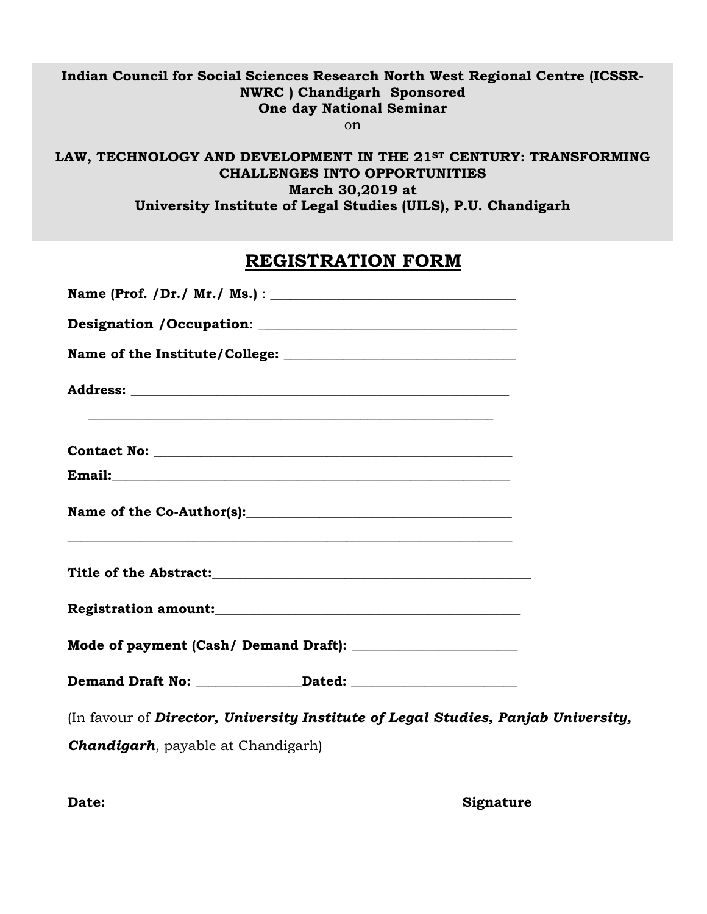**Indian Council for Social Sciences Research North West Regional Centre (ICSSR-NWRC ) Chandigarh Sponsored**
**One day National Seminar**
on

**LAW, TECHNOLOGY AND DEVELOPMENT IN THE 21ST CENTURY: TRANSFORMING CHALLENGES INTO OPPORTUNITIES**
**March 30,2019 at**
**University Institute of Legal Studies (UILS), P.U. Chandigarh**

## REGISTRATION FORM

**Name (Prof. /Dr./ Mr./ Ms.)** : ____________________________________

**Designation /Occupation**: ____________________________________

**Name of the Institute/College:** ________________________________

**Address:** ______________________________________________________

______________________________________________________________

**Contact No:** ____________________________________________________

**Email:**_________________________________________________________

**Name of the Co-Author(s):**___________________________________

______________________________________________________________

**Title of the Abstract:**____________________________________________

**Registration amount:**___________________________________________

**Mode of payment (Cash/ Demand Draft):** ______________________

**Demand Draft No:** ______________**Dated:** ______________________

(In favour of ***Director, University Institute of Legal Studies, Panjab University, Chandigarh***, payable at Chandigarh)

**Date:** **Signature**